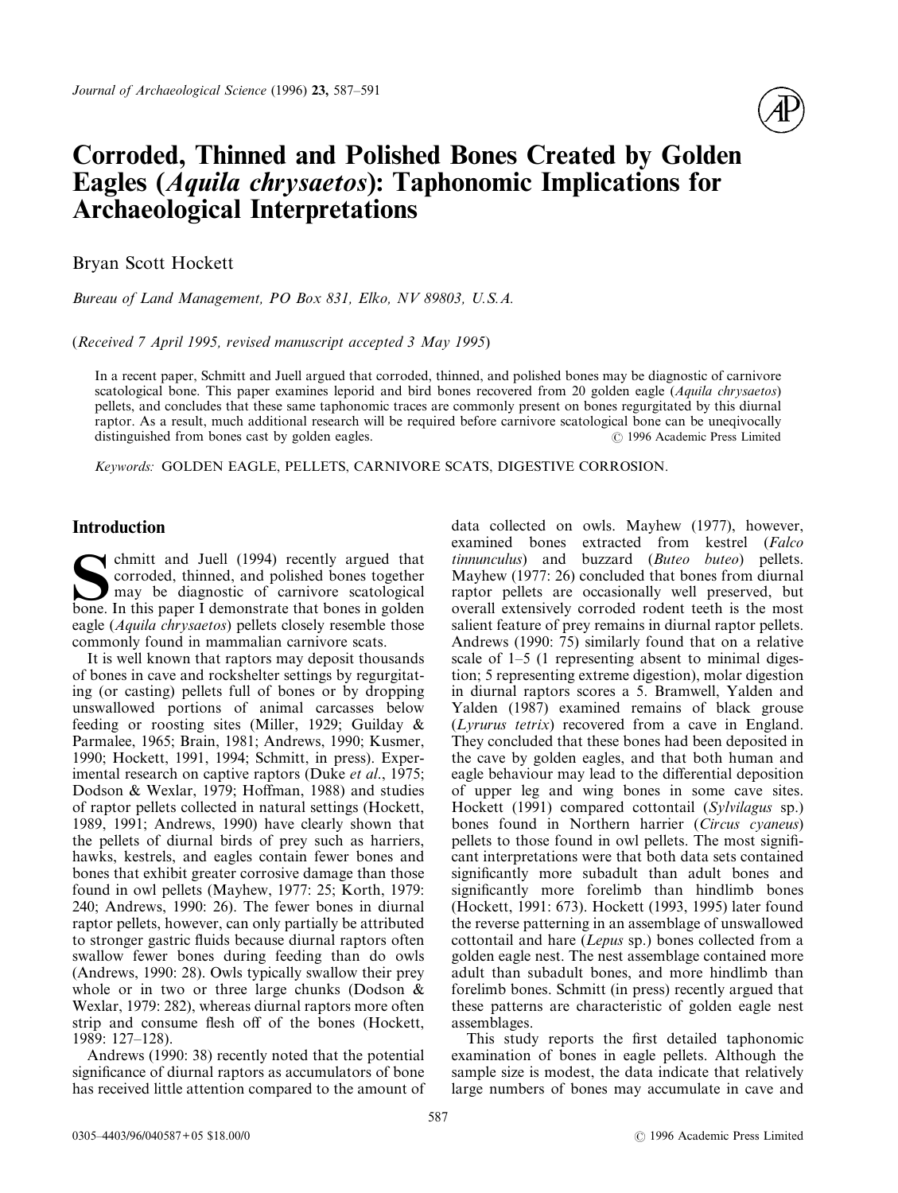# Corroded, Thinned and Polished Bones Created by Golden Eagles (*Aquila chrysaetos*): Taphonomic Implications for Archaeological Interpretations

Bryan Scott Hockett

*Bureau of Land Management, PO Box 831, Elko, NV 89803, U.S.A.*

(*Received 7 April 1995, revised manuscript accepted 3 May 1995*)

In a recent paper, Schmitt and Juell argued that corroded, thinned, and polished bones may be diagnostic of carnivore scatological bone. This paper examines leporid and bird bones recovered from 20 golden eagle (*Aquila chrysaetos*) pellets, and concludes that these same taphonomic traces are commonly present on bones regurgitated by this diurnal raptor. As a result, much additional research will be required before carnivore scatological bone can be uneqivocally distinguished from bones cast by golden eagles. © 1996 Academic Press Limited

*Keywords:* GOLDEN EAGLE, PELLETS, CARNIVORE SCATS, DIGESTIVE CORROSION.

## Introduction

Schmitt and Juell (1994) recently argued that corroded, thinned, and polished bones together may be diagnostic of carnivore scatological bone. In this paper I demonstrate that bones in golden eagle (*Aquila chrysaetos*) pellets closely resemble those commonly found in mammalian carnivore scats.

It is well known that raptors may deposit thousands of bones in cave and rockshelter settings by regurgitating (or casting) pellets full of bones or by dropping unswallowed portions of animal carcasses below feeding or roosting sites (Miller, 1929; Guilday & Parmalee, 1965; Brain, 1981; Andrews, 1990; Kusmer, 1990; Hockett, 1991, 1994; Schmitt, in press). Experimental research on captive raptors (Duke *et al*., 1975; Dodson & Wexlar, 1979; Hoffman, 1988) and studies of raptor pellets collected in natural settings (Hockett, 1989, 1991; Andrews, 1990) have clearly shown that the pellets of diurnal birds of prey such as harriers, hawks, kestrels, and eagles contain fewer bones and bones that exhibit greater corrosive damage than those found in owl pellets (Mayhew, 1977: 25; Korth, 1979: 240; Andrews, 1990: 26). The fewer bones in diurnal raptor pellets, however, can only partially be attributed to stronger gastric fluids because diurnal raptors often swallow fewer bones during feeding than do owls (Andrews, 1990: 28). Owls typically swallow their prey whole or in two or three large chunks (Dodson & Wexlar, 1979: 282), whereas diurnal raptors more often strip and consume flesh off of the bones (Hockett, 1989: 127–128).

Andrews (1990: 38) recently noted that the potential significance of diurnal raptors as accumulators of bone has received little attention compared to the amount of data collected on owls. Mayhew (1977), however, examined bones extracted from kestrel (*Falco tinnunculus*) and buzzard (*Buteo buteo*) pellets. Mayhew (1977: 26) concluded that bones from diurnal raptor pellets are occasionally well preserved, but overall extensively corroded rodent teeth is the most salient feature of prey remains in diurnal raptor pellets. Andrews (1990: 75) similarly found that on a relative scale of 1–5 (1 representing absent to minimal digestion; 5 representing extreme digestion), molar digestion in diurnal raptors scores a 5. Bramwell, Yalden and Yalden (1987) examined remains of black grouse (*Lyrurus tetrix*) recovered from a cave in England. They concluded that these bones had been deposited in the cave by golden eagles, and that both human and eagle behaviour may lead to the differential deposition of upper leg and wing bones in some cave sites. Hockett (1991) compared cottontail (*Sylvilagus* sp.) bones found in Northern harrier (*Circus cyaneus*) pellets to those found in owl pellets. The most significant interpretations were that both data sets contained significantly more subadult than adult bones and significantly more forelimb than hindlimb bones (Hockett, 1991: 673). Hockett (1993, 1995) later found the reverse patterning in an assemblage of unswallowed cottontail and hare (*Lepus* sp.) bones collected from a golden eagle nest. The nest assemblage contained more adult than subadult bones, and more hindlimb than forelimb bones. Schmitt (in press) recently argued that these patterns are characteristic of golden eagle nest assemblages.

This study reports the first detailed taphonomic examination of bones in eagle pellets. Although the sample size is modest, the data indicate that relatively large numbers of bones may accumulate in cave and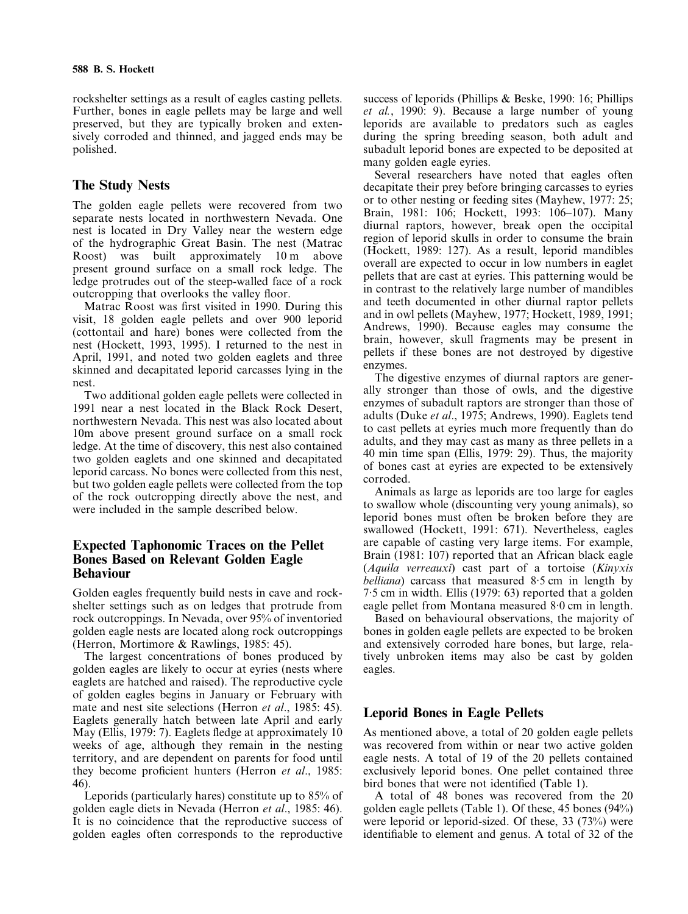rockshelter settings as a result of eagles casting pellets. Further, bones in eagle pellets may be large and well preserved, but they are typically broken and extensively corroded and thinned, and jagged ends may be polished.

## The Study Nests

The golden eagle pellets were recovered from two separate nests located in northwestern Nevada. One nest is located in Dry Valley near the western edge of the hydrographic Great Basin. The nest (Matrac Roost) was built approximately 10 m above present ground surface on a small rock ledge. The ledge protrudes out of the steep-walled face of a rock outcropping that overlooks the valley floor.

Matrac Roost was first visited in 1990. During this visit, 18 golden eagle pellets and over 900 leporid (cottontail and hare) bones were collected from the nest (Hockett, 1993, 1995). I returned to the nest in April, 1991, and noted two golden eaglets and three skinned and decapitated leporid carcasses lying in the nest.

Two additional golden eagle pellets were collected in 1991 near a nest located in the Black Rock Desert, northwestern Nevada. This nest was also located about 10m above present ground surface on a small rock ledge. At the time of discovery, this nest also contained two golden eaglets and one skinned and decapitated leporid carcass. No bones were collected from this nest, but two golden eagle pellets were collected from the top of the rock outcropping directly above the nest, and were included in the sample described below.

## Expected Taphonomic Traces on the Pellet Bones Based on Relevant Golden Eagle Behaviour

Golden eagles frequently build nests in cave and rockshelter settings such as on ledges that protrude from rock outcroppings. In Nevada, over 95% of inventoried golden eagle nests are located along rock outcroppings (Herron, Mortimore & Rawlings, 1985: 45).

The largest concentrations of bones produced by golden eagles are likely to occur at eyries (nests where eaglets are hatched and raised). The reproductive cycle of golden eagles begins in January or February with mate and nest site selections (Herron *et al*., 1985: 45). Eaglets generally hatch between late April and early May (Ellis, 1979: 7). Eaglets fledge at approximately 10 weeks of age, although they remain in the nesting territory, and are dependent on parents for food until they become proficient hunters (Herron *et al*., 1985: 46).

Leporids (particularly hares) constitute up to 85% of golden eagle diets in Nevada (Herron *et al*., 1985: 46). It is no coincidence that the reproductive success of golden eagles often corresponds to the reproductive success of leporids (Phillips & Beske, 1990: 16; Phillips *et al*., 1990: 9). Because a large number of young leporids are available to predators such as eagles during the spring breeding season, both adult and subadult leporid bones are expected to be deposited at many golden eagle eyries.

Several researchers have noted that eagles often decapitate their prey before bringing carcasses to eyries or to other nesting or feeding sites (Mayhew, 1977: 25; Brain, 1981: 106; Hockett, 1993: 106–107). Many diurnal raptors, however, break open the occipital region of leporid skulls in order to consume the brain (Hockett, 1989: 127). As a result, leporid mandibles overall are expected to occur in low numbers in eaglet pellets that are cast at eyries. This patterning would be in contrast to the relatively large number of mandibles and teeth documented in other diurnal raptor pellets and in owl pellets (Mayhew, 1977; Hockett, 1989, 1991; Andrews, 1990). Because eagles may consume the brain, however, skull fragments may be present in pellets if these bones are not destroyed by digestive enzymes.

The digestive enzymes of diurnal raptors are generally stronger than those of owls, and the digestive enzymes of subadult raptors are stronger than those of adults (Duke *et al*., 1975; Andrews, 1990). Eaglets tend to cast pellets at eyries much more frequently than do adults, and they may cast as many as three pellets in a 40 min time span (Ellis, 1979: 29). Thus, the majority of bones cast at eyries are expected to be extensively corroded.

Animals as large as leporids are too large for eagles to swallow whole (discounting very young animals), so leporid bones must often be broken before they are swallowed (Hockett, 1991: 671). Nevertheless, eagles are capable of casting very large items. For example, Brain (1981: 107) reported that an African black eagle (*Aquila verreauxi*) cast part of a tortoise (*Kinyxis belliana*) carcass that measured 8·5 cm in length by 7·5 cm in width. Ellis (1979: 63) reported that a golden eagle pellet from Montana measured 8·0 cm in length.

Based on behavioural observations, the majority of bones in golden eagle pellets are expected to be broken and extensively corroded hare bones, but large, relatively unbroken items may also be cast by golden eagles.

## Leporid Bones in Eagle Pellets

As mentioned above, a total of 20 golden eagle pellets was recovered from within or near two active golden eagle nests. A total of 19 of the 20 pellets contained exclusively leporid bones. One pellet contained three bird bones that were not identified (Table 1).

A total of 48 bones was recovered from the 20 golden eagle pellets (Table 1). Of these, 45 bones (94%) were leporid or leporid-sized. Of these, 33 (73%) were identifiable to element and genus. A total of 32 of the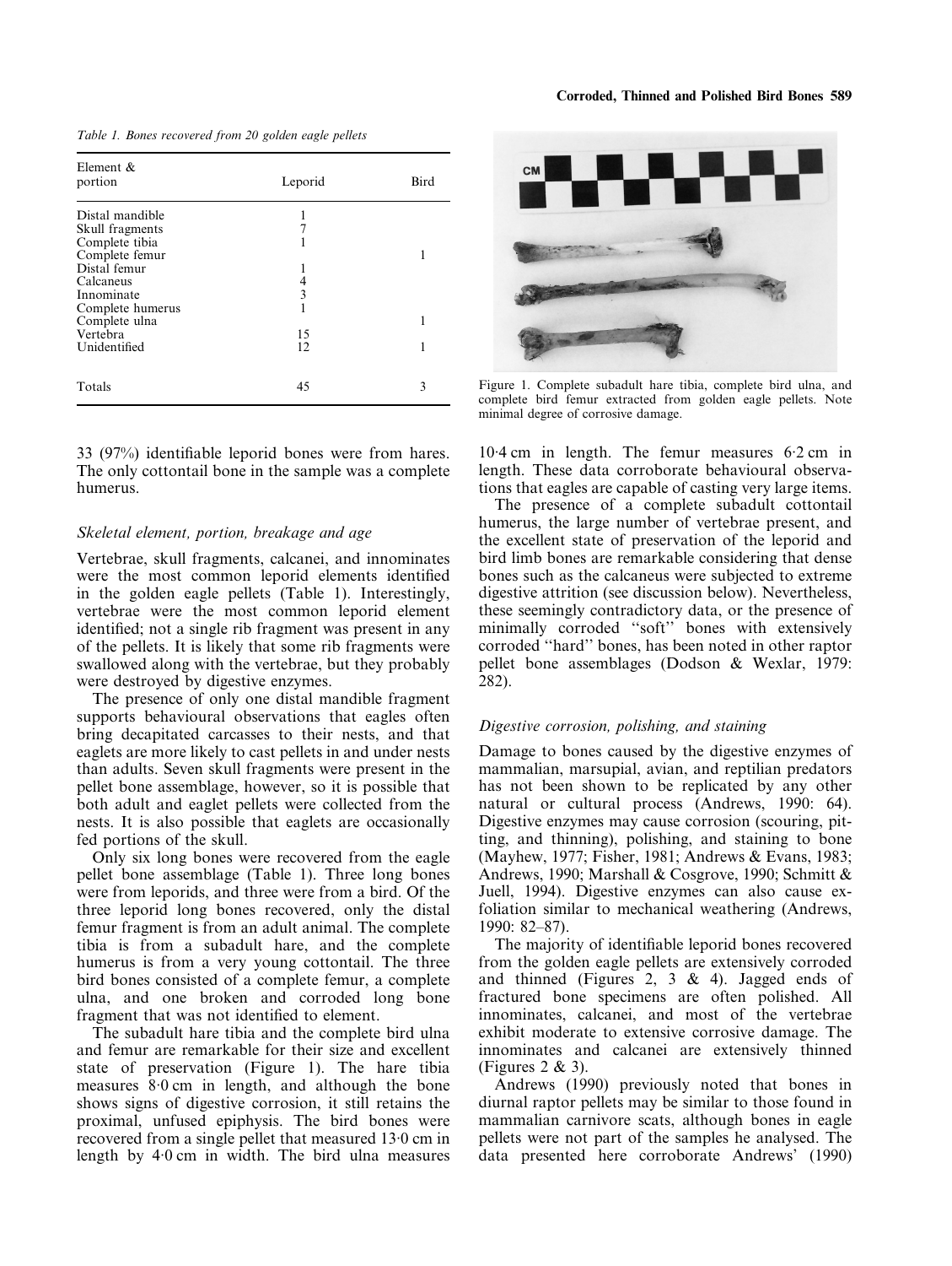Table 1. Bones recovered from 20 golden eagle pellets

| Element & portion | Leporid | Bird |
|---|---|---|
| Distal mandible | 1 | |
| Skull fragments | 7 | |
| Complete tibia | 1 | |
| Complete femur | | 1 |
| Distal femur | 1 | |
| Calcaneus | 4 | |
| Innominate | 3 | |
| Complete humerus | 1 | |
| Complete ulna | | 1 |
| Vertebra | 15 | |
| Unidentified | 12 | 1 |
| Totals | 45 | 3 |

33 (97%) identifiable leporid bones were from hares. The only cottontail bone in the sample was a complete humerus.

### Skeletal element, portion, breakage and age

Vertebrae, skull fragments, calcanei, and innominates were the most common leporid elements identified in the golden eagle pellets (Table 1). Interestingly, vertebrae were the most common leporid element identified; not a single rib fragment was present in any of the pellets. It is likely that some rib fragments were swallowed along with the vertebrae, but they probably were destroyed by digestive enzymes.

The presence of only one distal mandible fragment supports behavioural observations that eagles often bring decapitated carcasses to their nests, and that eaglets are more likely to cast pellets in and under nests than adults. Seven skull fragments were present in the pellet bone assemblage, however, so it is possible that both adult and eaglet pellets were collected from the nests. It is also possible that eaglets are occasionally fed portions of the skull.

Only six long bones were recovered from the eagle pellet bone assemblage (Table 1). Three long bones were from leporids, and three were from a bird. Of the three leporid long bones recovered, only the distal femur fragment is from an adult animal. The complete tibia is from a subadult hare, and the complete humerus is from a very young cottontail. The three bird bones consisted of a complete femur, a complete ulna, and one broken and corroded long bone fragment that was not identified to element.

The subadult hare tibia and the complete bird ulna and femur are remarkable for their size and excellent state of preservation (Figure 1). The hare tibia measures 8·0 cm in length, and although the bone shows signs of digestive corrosion, it still retains the proximal, unfused epiphysis. The bird bones were recovered from a single pellet that measured 13·0 cm in length by 4·0 cm in width. The bird ulna measures 10·4 cm in length. The femur measures 6·2 cm in length. These data corroborate behavioural observations that eagles are capable of casting very large items.

Figure 1. Complete subadult hare tibia, complete bird ulna, and complete bird femur extracted from golden eagle pellets. Note minimal degree of corrosive damage.

The presence of a complete subadult cottontail humerus, the large number of vertebrae present, and the excellent state of preservation of the leporid and bird limb bones are remarkable considering that dense bones such as the calcaneus were subjected to extreme digestive attrition (see discussion below). Nevertheless, these seemingly contradictory data, or the presence of minimally corroded "soft" bones with extensively corroded "hard" bones, has been noted in other raptor pellet bone assemblages (Dodson & Wexlar, 1979: 282).

### Digestive corrosion, polishing, and staining

Damage to bones caused by the digestive enzymes of mammalian, marsupial, avian, and reptilian predators has not been shown to be replicated by any other natural or cultural process (Andrews, 1990: 64). Digestive enzymes may cause corrosion (scouring, pitting, and thinning), polishing, and staining to bone (Mayhew, 1977; Fisher, 1981; Andrews & Evans, 1983; Andrews, 1990; Marshall & Cosgrove, 1990; Schmitt & Juell, 1994). Digestive enzymes can also cause exfoliation similar to mechanical weathering (Andrews, 1990: 82–87).

The majority of identifiable leporid bones recovered from the golden eagle pellets are extensively corroded and thinned (Figures 2, 3 & 4). Jagged ends of fractured bone specimens are often polished. All innominates, calcanei, and most of the vertebrae exhibit moderate to extensive corrosive damage. The innominates and calcanei are extensively thinned (Figures 2 & 3).

Andrews (1990) previously noted that bones in diurnal raptor pellets may be similar to those found in mammalian carnivore scats, although bones in eagle pellets were not part of the samples he analysed. The data presented here corroborate Andrews' (1990)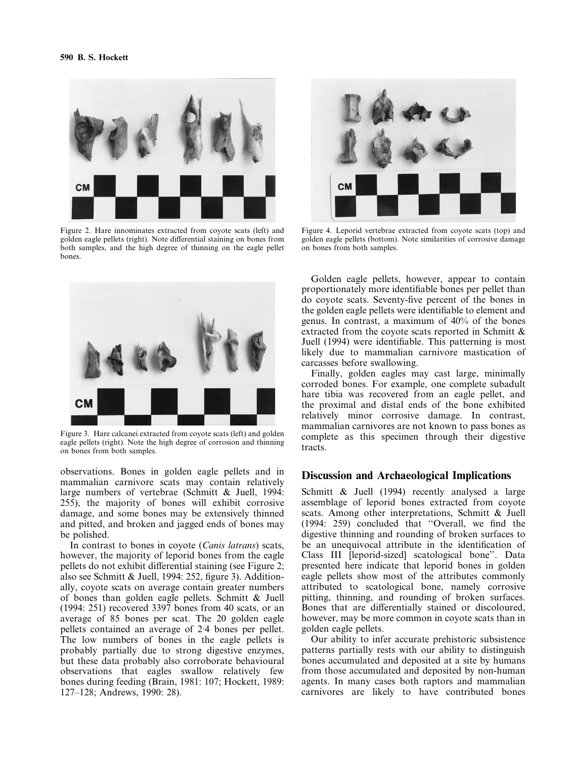Figure 2. Hare innominates extracted from coyote scats (left) and golden eagle pellets (right). Note differential staining on bones from both samples, and the high degree of thinning on the eagle pellet bones.

Figure 4. Leporid vertebrae extracted from coyote scats (top) and golden eagle pellets (bottom). Note similarities of corrosive damage on bones from both samples.

Figure 3. Hare calcanei extracted from coyote scats (left) and golden eagle pellets (right). Note the high degree of corrosion and thinning on bones from both samples.

observations. Bones in golden eagle pellets and in mammalian carnivore scats may contain relatively large numbers of vertebrae (Schmitt & Juell, 1994: 255), the majority of bones will exhibit corrosive damage, and some bones may be extensively thinned and pitted, and broken and jagged ends of bones may be polished.

In contrast to bones in coyote (*Canis latrans*) scats, however, the majority of leporid bones from the eagle pellets do not exhibit differential staining (see Figure 2; also see Schmitt & Juell, 1994: 252, figure 3). Additionally, coyote scats on average contain greater numbers of bones than golden eagle pellets. Schmitt & Juell (1994: 251) recovered 3397 bones from 40 scats, or an average of 85 bones per scat. The 20 golden eagle pellets contained an average of 2·4 bones per pellet. The low numbers of bones in the eagle pellets is probably partially due to strong digestive enzymes, but these data probably also corroborate behavioural observations that eagles swallow relatively few bones during feeding (Brain, 1981: 107; Hockett, 1989: 127–128; Andrews, 1990: 28).

Golden eagle pellets, however, appear to contain proportionately more identifiable bones per pellet than do coyote scats. Seventy-five percent of the bones in the golden eagle pellets were identifiable to element and genus. In contrast, a maximum of 40% of the bones extracted from the coyote scats reported in Schmitt & Juell (1994) were identifiable. This patterning is most likely due to mammalian carnivore mastication of carcasses before swallowing.

Finally, golden eagles may cast large, minimally corroded bones. For example, one complete subadult hare tibia was recovered from an eagle pellet, and the proximal and distal ends of the bone exhibited relatively minor corrosive damage. In contrast, mammalian carnivores are not known to pass bones as complete as this specimen through their digestive tracts.

## Discussion and Archaeological Implications

Schmitt & Juell (1994) recently analysed a large assemblage of leporid bones extracted from coyote scats. Among other interpretations, Schmitt & Juell (1994: 259) concluded that "Overall, we find the digestive thinning and rounding of broken surfaces to be an unequivocal attribute in the identification of Class III [leporid-sized] scatological bone". Data presented here indicate that leporid bones in golden eagle pellets show most of the attributes commonly attributed to scatological bone, namely corrosive pitting, thinning, and rounding of broken surfaces. Bones that are differentially stained or discoloured, however, may be more common in coyote scats than in golden eagle pellets.

Our ability to infer accurate prehistoric subsistence patterns partially rests with our ability to distinguish bones accumulated and deposited at a site by humans from those accumulated and deposited by non-human agents. In many cases both raptors and mammalian carnivores are likely to have contributed bones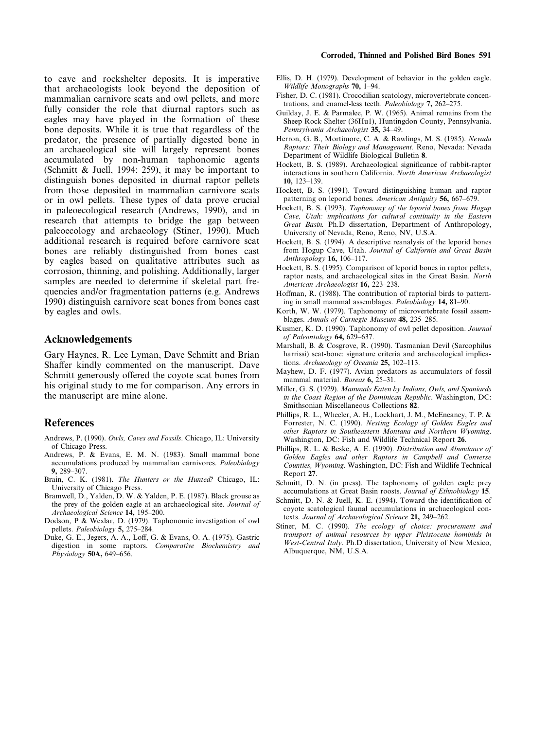to cave and rockshelter deposits. It is imperative that archaeologists look beyond the deposition of mammalian carnivore scats and owl pellets, and more fully consider the role that diurnal raptors such as eagles may have played in the formation of these bone deposits. While it is true that regardless of the predator, the presence of partially digested bone in an archaeological site will largely represent bones accumulated by non-human taphonomic agents (Schmitt & Juell, 1994: 259), it may be important to distinguish bones deposited in diurnal raptor pellets from those deposited in mammalian carnivore scats or in owl pellets. These types of data prove crucial in paleoecological research (Andrews, 1990), and in research that attempts to bridge the gap between paleoecology and archaeology (Stiner, 1990). Much additional research is required before carnivore scat bones are reliably distinguished from bones cast by eagles based on qualitative attributes such as corrosion, thinning, and polishing. Additionally, larger samples are needed to determine if skeletal part frequencies and/or fragmentation patterns (e.g. Andrews 1990) distinguish carnivore scat bones from bones cast by eagles and owls.

## Acknowledgements

Gary Haynes, R. Lee Lyman, Dave Schmitt and Brian Shaffer kindly commented on the manuscript. Dave Schmitt generously offered the coyote scat bones from his original study to me for comparison. Any errors in the manuscript are mine alone.

## References

Andrews, P. (1990). *Owls, Caves and Fossils*. Chicago, IL: University of Chicago Press.

Andrews, P. & Evans, E. M. N. (1983). Small mammal bone accumulations produced by mammalian carnivores. *Paleobiology* **9,** 289–307.

Brain, C. K. (1981). *The Hunters or the Hunted?* Chicago, IL: University of Chicago Press.

Bramwell, D., Yalden, D. W. & Yalden, P. E. (1987). Black grouse as the prey of the golden eagle at an archaeological site. *Journal of Archaeological Science* **14,** 195–200.

Dodson, P & Wexlar, D. (1979). Taphonomic investigation of owl pellets. *Paleobiology* **5,** 275–284.

Duke, G. E., Jegers, A. A., Loff, G. & Evans, O. A. (1975). Gastric digestion in some raptors. *Comparative Biochemistry and Physiology* **50A,** 649–656.

Ellis, D. H. (1979). Development of behavior in the golden eagle. *Wildlife Monographs* **70,** 1–94.

Fisher, D. C. (1981). Crocodilian scatology, microvertebrate concentrations, and enamel-less teeth. *Paleobiology* **7,** 262–275.

Guilday, J. E. & Parmalee, P. W. (1965). Animal remains from the Sheep Rock Shelter (36Hu1), Huntingdon County, Pennsylvania. *Pennsylvania Archaeologist* **35,** 34–49.

Herron, G. B., Mortimore, C. A. & Rawlings, M. S. (1985). *Nevada Raptors: Their Biology and Management.* Reno, Nevada: Nevada Department of Wildlife Biological Bulletin **8**.

Hockett, B. S. (1989). Archaeological significance of rabbit-raptor interactions in southern California. *North American Archaeologist* **10,** 123–139.

Hockett, B. S. (1991). Toward distinguishing human and raptor patterning on leporid bones. *American Antiquity* **56,** 667–679.

Hockett, B. S. (1993). *Taphonomy of the leporid bones from Hogup Cave, Utah: implications for cultural continuity in the Eastern Great Basin.* Ph.D dissertation, Department of Anthropology, University of Nevada, Reno, Reno, NV, U.S.A.

Hockett, B. S. (1994). A descriptive reanalysis of the leporid bones from Hogup Cave, Utah. *Journal of California and Great Basin Anthropology* **16,** 106–117.

Hockett, B. S. (1995). Comparison of leporid bones in raptor pellets, raptor nests, and archaeological sites in the Great Basin. *North American Archaeologist* **16,** 223–238.

Hoffman, R. (1988). The contribution of raptorial birds to patterning in small mammal assemblages. *Paleobiology* **14,** 81–90.

Korth, W. W. (1979). Taphonomy of microvertebrate fossil assemblages. *Annals of Carnegie Museum* **48,** 235–285.

Kusmer, K. D. (1990). Taphonomy of owl pellet deposition. *Journal of Paleontology* **64,** 629–637.

Marshall, B. & Cosgrove, R. (1990). Tasmanian Devil (Sarcophilus harrissi) scat-bone: signature criteria and archaeological implications. *Archaeology of Oceania* **25,** 102–113.

Mayhew, D. F. (1977). Avian predators as accumulators of fossil mammal material. *Boreas* **6,** 25–31.

Miller, G. S. (1929). *Mammals Eaten by Indians, Owls, and Spaniards in the Coast Region of the Dominican Republic*. Washington, DC: Smithsonian Miscellaneous Collections **82**.

Phillips, R. L., Wheeler, A. H., Lockhart, J. M., McEneaney, T. P. & Forrester, N. C. (1990). *Nesting Ecology of Golden Eagles and other Raptors in Southeastern Montana and Northern Wyoming*. Washington, DC: Fish and Wildlife Technical Report **26**.

Phillips, R. L. & Beske, A. E. (1990). *Distribution and Abundance of Golden Eagles and other Raptors in Campbell and Converse Counties, Wyoming*. Washington, DC: Fish and Wildlife Technical Report **27**.

Schmitt, D. N. (in press). The taphonomy of golden eagle prey accumulations at Great Basin roosts. *Journal of Ethnobiology* **15**.

Schmitt, D. N. & Juell, K. E. (1994). Toward the identification of coyote scatological faunal accumulations in archaeological contexts. *Journal of Archaeological Science* **21,** 249–262.

Stiner, M. C. (1990). *The ecology of choice: procurement and transport of animal resources by upper Pleistocene hominids in West-Central Italy*. Ph.D dissertation, University of New Mexico, Albuquerque, NM, U.S.A.